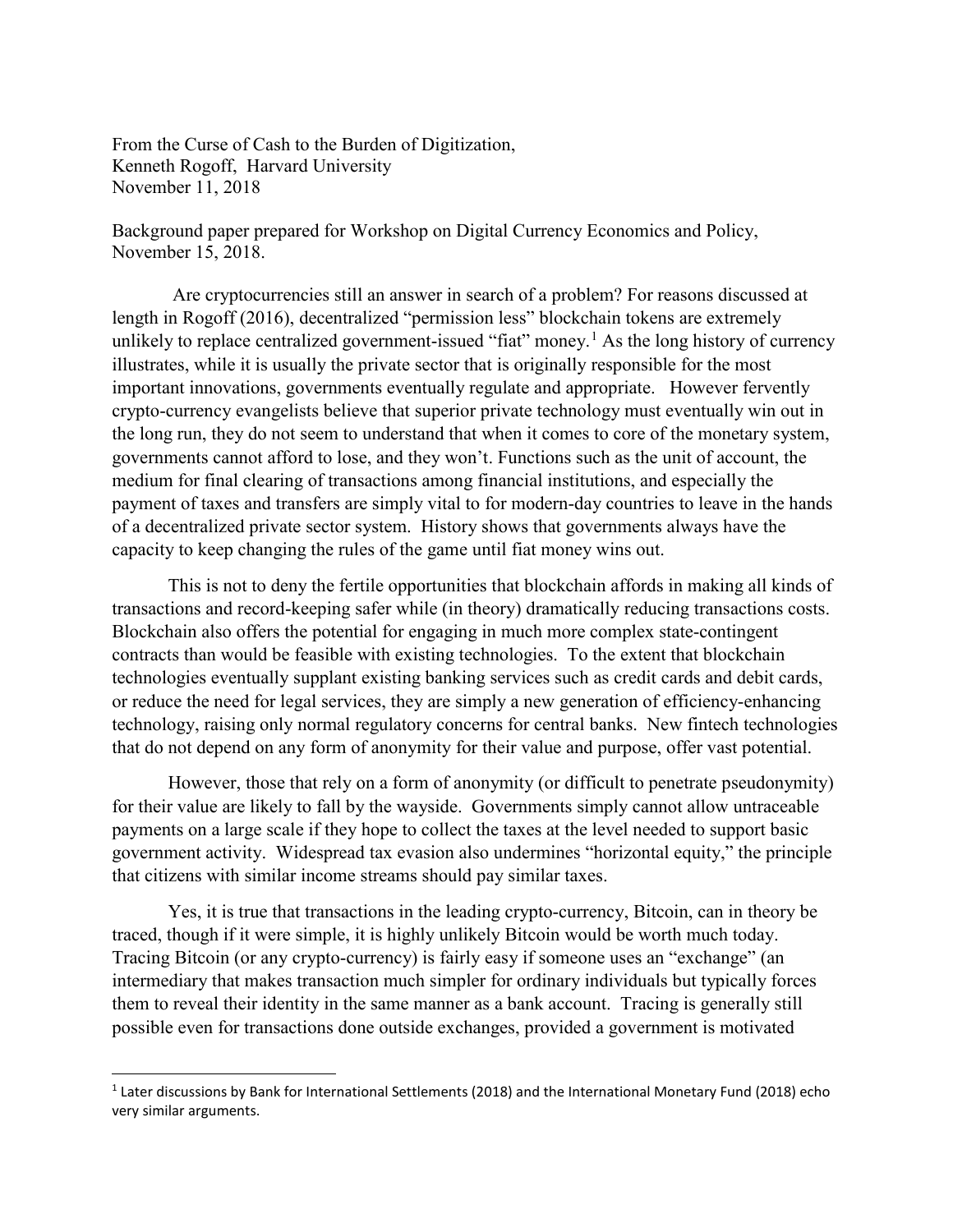From the Curse of Cash to the Burden of Digitization,
Kenneth Rogoff, Harvard University
November 11, 2018

Background paper prepared for Workshop on Digital Currency Economics and Policy, November 15, 2018.

Are cryptocurrencies still an answer in search of a problem? For reasons discussed at length in Rogoff (2016), decentralized "permission less" blockchain tokens are extremely unlikely to replace centralized government-issued "fiat" money.[1] As the long history of currency illustrates, while it is usually the private sector that is originally responsible for the most important innovations, governments eventually regulate and appropriate. However fervently crypto-currency evangelists believe that superior private technology must eventually win out in the long run, they do not seem to understand that when it comes to core of the monetary system, governments cannot afford to lose, and they won't. Functions such as the unit of account, the medium for final clearing of transactions among financial institutions, and especially the payment of taxes and transfers are simply vital to for modern-day countries to leave in the hands of a decentralized private sector system. History shows that governments always have the capacity to keep changing the rules of the game until fiat money wins out.

This is not to deny the fertile opportunities that blockchain affords in making all kinds of transactions and record-keeping safer while (in theory) dramatically reducing transactions costs. Blockchain also offers the potential for engaging in much more complex state-contingent contracts than would be feasible with existing technologies. To the extent that blockchain technologies eventually supplant existing banking services such as credit cards and debit cards, or reduce the need for legal services, they are simply a new generation of efficiency-enhancing technology, raising only normal regulatory concerns for central banks. New fintech technologies that do not depend on any form of anonymity for their value and purpose, offer vast potential.

However, those that rely on a form of anonymity (or difficult to penetrate pseudonymity) for their value are likely to fall by the wayside. Governments simply cannot allow untraceable payments on a large scale if they hope to collect the taxes at the level needed to support basic government activity. Widespread tax evasion also undermines "horizontal equity," the principle that citizens with similar income streams should pay similar taxes.

Yes, it is true that transactions in the leading crypto-currency, Bitcoin, can in theory be traced, though if it were simple, it is highly unlikely Bitcoin would be worth much today. Tracing Bitcoin (or any crypto-currency) is fairly easy if someone uses an "exchange" (an intermediary that makes transaction much simpler for ordinary individuals but typically forces them to reveal their identity in the same manner as a bank account. Tracing is generally still possible even for transactions done outside exchanges, provided a government is motivated

[1] Later discussions by Bank for International Settlements (2018) and the International Monetary Fund (2018) echo very similar arguments.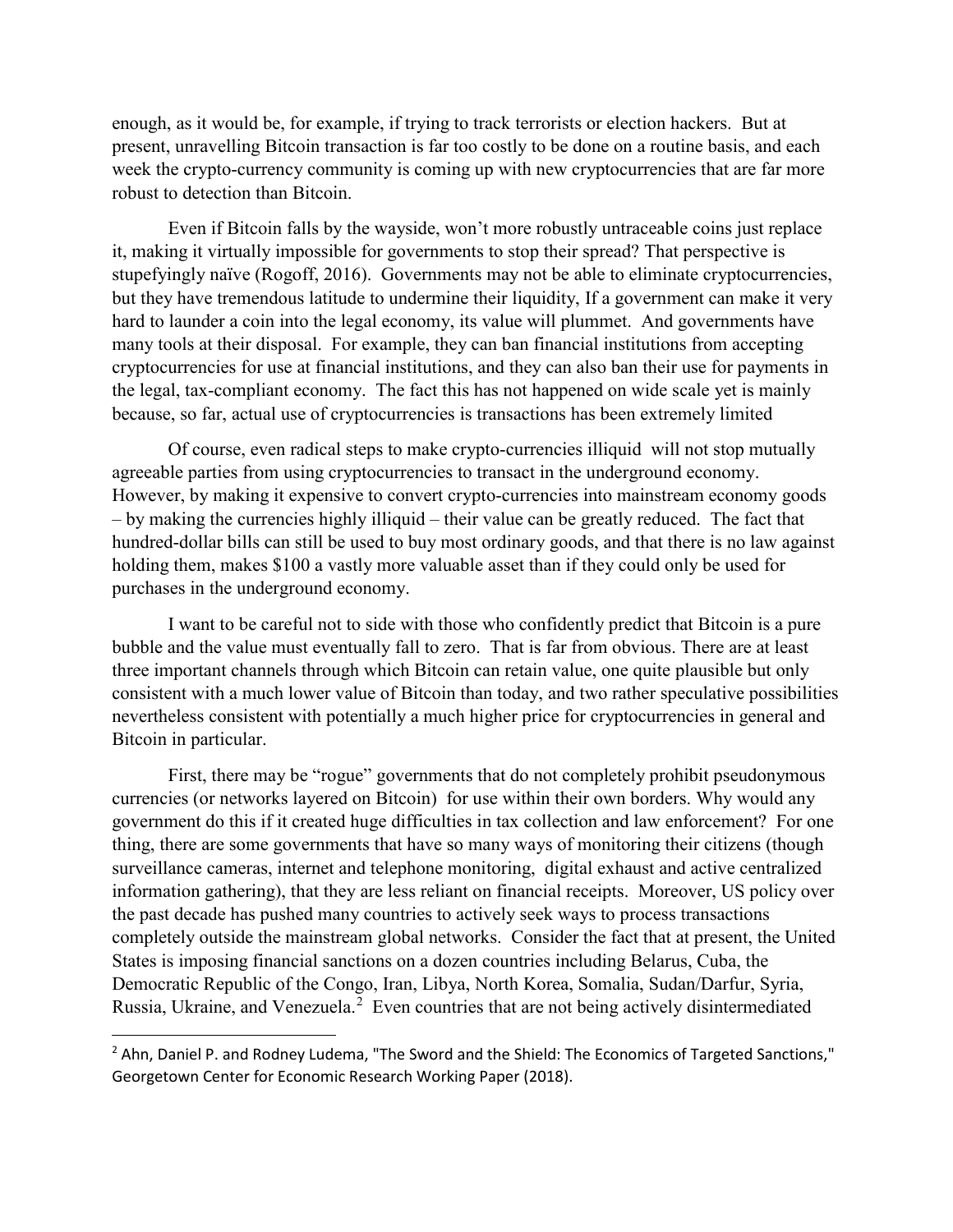enough, as it would be, for example, if trying to track terrorists or election hackers. But at present, unravelling Bitcoin transaction is far too costly to be done on a routine basis, and each week the crypto-currency community is coming up with new cryptocurrencies that are far more robust to detection than Bitcoin.

Even if Bitcoin falls by the wayside, won't more robustly untraceable coins just replace it, making it virtually impossible for governments to stop their spread? That perspective is stupefyingly naïve (Rogoff, 2016). Governments may not be able to eliminate cryptocurrencies, but they have tremendous latitude to undermine their liquidity, If a government can make it very hard to launder a coin into the legal economy, its value will plummet. And governments have many tools at their disposal. For example, they can ban financial institutions from accepting cryptocurrencies for use at financial institutions, and they can also ban their use for payments in the legal, tax-compliant economy. The fact this has not happened on wide scale yet is mainly because, so far, actual use of cryptocurrencies is transactions has been extremely limited

Of course, even radical steps to make crypto-currencies illiquid will not stop mutually agreeable parties from using cryptocurrencies to transact in the underground economy. However, by making it expensive to convert crypto-currencies into mainstream economy goods – by making the currencies highly illiquid – their value can be greatly reduced. The fact that hundred-dollar bills can still be used to buy most ordinary goods, and that there is no law against holding them, makes \$100 a vastly more valuable asset than if they could only be used for purchases in the underground economy.

I want to be careful not to side with those who confidently predict that Bitcoin is a pure bubble and the value must eventually fall to zero. That is far from obvious. There are at least three important channels through which Bitcoin can retain value, one quite plausible but only consistent with a much lower value of Bitcoin than today, and two rather speculative possibilities nevertheless consistent with potentially a much higher price for cryptocurrencies in general and Bitcoin in particular.

First, there may be "rogue" governments that do not completely prohibit pseudonymous currencies (or networks layered on Bitcoin) for use within their own borders. Why would any government do this if it created huge difficulties in tax collection and law enforcement? For one thing, there are some governments that have so many ways of monitoring their citizens (though surveillance cameras, internet and telephone monitoring, digital exhaust and active centralized information gathering), that they are less reliant on financial receipts. Moreover, US policy over the past decade has pushed many countries to actively seek ways to process transactions completely outside the mainstream global networks. Consider the fact that at present, the United States is imposing financial sanctions on a dozen countries including Belarus, Cuba, the Democratic Republic of the Congo, Iran, Libya, North Korea, Somalia, Sudan/Darfur, Syria, Russia, Ukraine, and Venezuela.[2] Even countries that are not being actively disintermediated

[2] Ahn, Daniel P. and Rodney Ludema, "The Sword and the Shield: The Economics of Targeted Sanctions," Georgetown Center for Economic Research Working Paper (2018).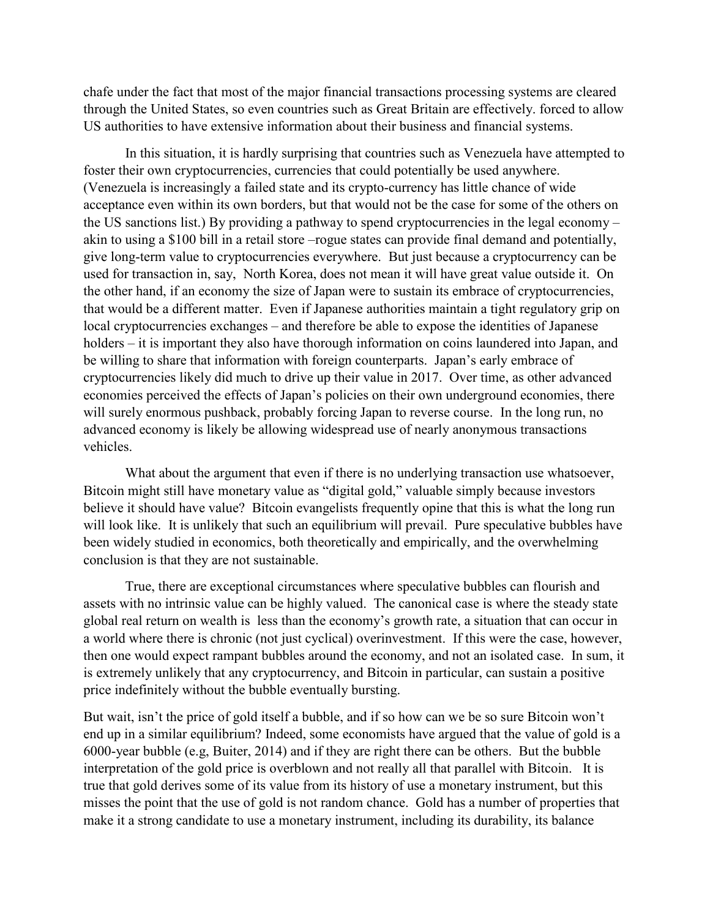chafe under the fact that most of the major financial transactions processing systems are cleared through the United States, so even countries such as Great Britain are effectively. forced to allow US authorities to have extensive information about their business and financial systems.

In this situation, it is hardly surprising that countries such as Venezuela have attempted to foster their own cryptocurrencies, currencies that could potentially be used anywhere. (Venezuela is increasingly a failed state and its crypto-currency has little chance of wide acceptance even within its own borders, but that would not be the case for some of the others on the US sanctions list.) By providing a pathway to spend cryptocurrencies in the legal economy – akin to using a $100 bill in a retail store –rogue states can provide final demand and potentially, give long-term value to cryptocurrencies everywhere. But just because a cryptocurrency can be used for transaction in, say, North Korea, does not mean it will have great value outside it. On the other hand, if an economy the size of Japan were to sustain its embrace of cryptocurrencies, that would be a different matter. Even if Japanese authorities maintain a tight regulatory grip on local cryptocurrencies exchanges – and therefore be able to expose the identities of Japanese holders – it is important they also have thorough information on coins laundered into Japan, and be willing to share that information with foreign counterparts. Japan's early embrace of cryptocurrencies likely did much to drive up their value in 2017. Over time, as other advanced economies perceived the effects of Japan's policies on their own underground economies, there will surely enormous pushback, probably forcing Japan to reverse course. In the long run, no advanced economy is likely be allowing widespread use of nearly anonymous transactions vehicles.

What about the argument that even if there is no underlying transaction use whatsoever, Bitcoin might still have monetary value as "digital gold," valuable simply because investors believe it should have value? Bitcoin evangelists frequently opine that this is what the long run will look like. It is unlikely that such an equilibrium will prevail. Pure speculative bubbles have been widely studied in economics, both theoretically and empirically, and the overwhelming conclusion is that they are not sustainable.

True, there are exceptional circumstances where speculative bubbles can flourish and assets with no intrinsic value can be highly valued. The canonical case is where the steady state global real return on wealth is less than the economy's growth rate, a situation that can occur in a world where there is chronic (not just cyclical) overinvestment. If this were the case, however, then one would expect rampant bubbles around the economy, and not an isolated case. In sum, it is extremely unlikely that any cryptocurrency, and Bitcoin in particular, can sustain a positive price indefinitely without the bubble eventually bursting.

But wait, isn't the price of gold itself a bubble, and if so how can we be so sure Bitcoin won't end up in a similar equilibrium? Indeed, some economists have argued that the value of gold is a 6000-year bubble (e.g, Buiter, 2014) and if they are right there can be others. But the bubble interpretation of the gold price is overblown and not really all that parallel with Bitcoin. It is true that gold derives some of its value from its history of use a monetary instrument, but this misses the point that the use of gold is not random chance. Gold has a number of properties that make it a strong candidate to use a monetary instrument, including its durability, its balance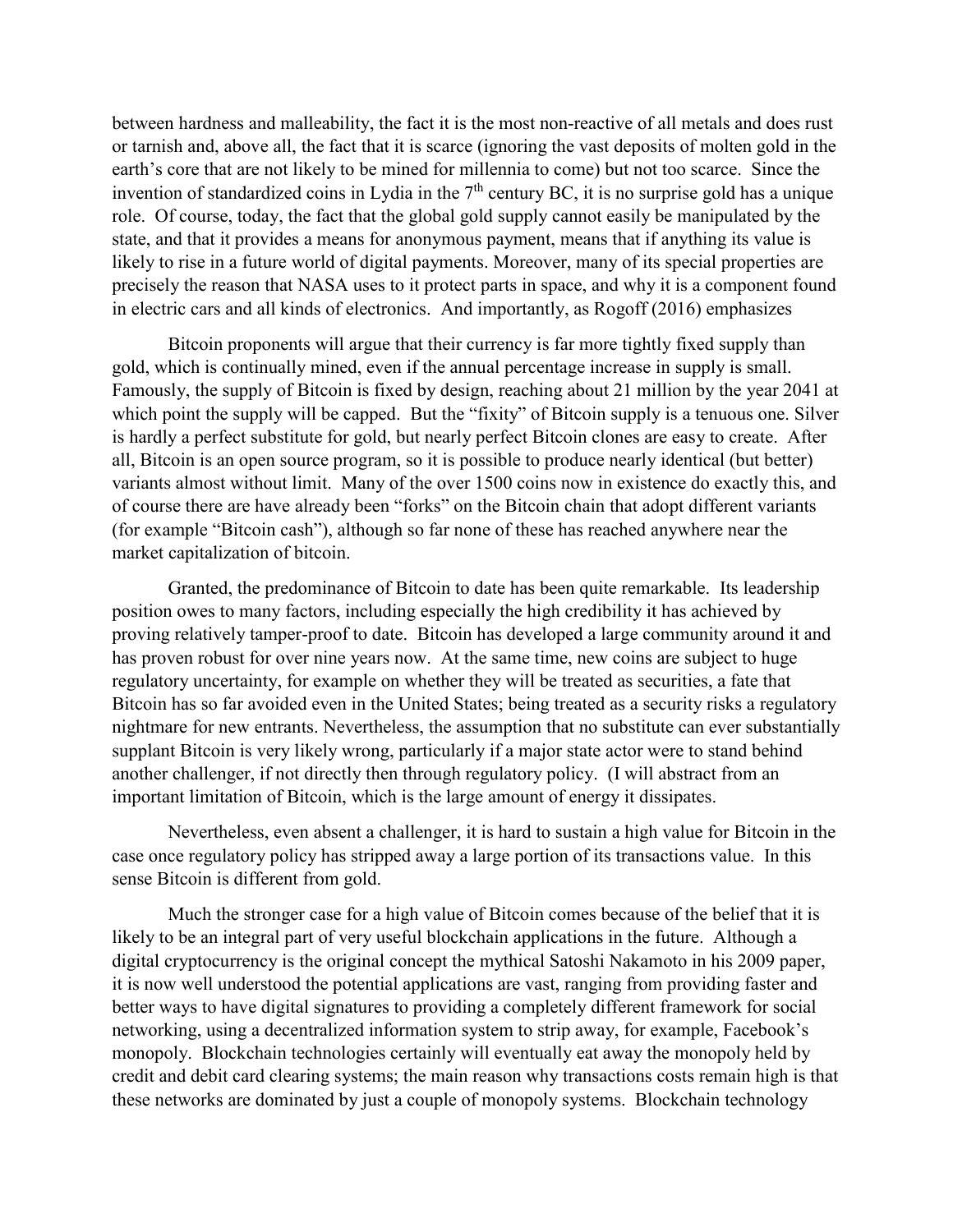between hardness and malleability, the fact it is the most non-reactive of all metals and does rust or tarnish and, above all, the fact that it is scarce (ignoring the vast deposits of molten gold in the earth's core that are not likely to be mined for millennia to come) but not too scarce. Since the invention of standardized coins in Lydia in the 7th century BC, it is no surprise gold has a unique role. Of course, today, the fact that the global gold supply cannot easily be manipulated by the state, and that it provides a means for anonymous payment, means that if anything its value is likely to rise in a future world of digital payments. Moreover, many of its special properties are precisely the reason that NASA uses to it protect parts in space, and why it is a component found in electric cars and all kinds of electronics. And importantly, as Rogoff (2016) emphasizes

Bitcoin proponents will argue that their currency is far more tightly fixed supply than gold, which is continually mined, even if the annual percentage increase in supply is small. Famously, the supply of Bitcoin is fixed by design, reaching about 21 million by the year 2041 at which point the supply will be capped. But the "fixity" of Bitcoin supply is a tenuous one. Silver is hardly a perfect substitute for gold, but nearly perfect Bitcoin clones are easy to create. After all, Bitcoin is an open source program, so it is possible to produce nearly identical (but better) variants almost without limit. Many of the over 1500 coins now in existence do exactly this, and of course there are have already been "forks" on the Bitcoin chain that adopt different variants (for example "Bitcoin cash"), although so far none of these has reached anywhere near the market capitalization of bitcoin.

Granted, the predominance of Bitcoin to date has been quite remarkable. Its leadership position owes to many factors, including especially the high credibility it has achieved by proving relatively tamper-proof to date. Bitcoin has developed a large community around it and has proven robust for over nine years now. At the same time, new coins are subject to huge regulatory uncertainty, for example on whether they will be treated as securities, a fate that Bitcoin has so far avoided even in the United States; being treated as a security risks a regulatory nightmare for new entrants. Nevertheless, the assumption that no substitute can ever substantially supplant Bitcoin is very likely wrong, particularly if a major state actor were to stand behind another challenger, if not directly then through regulatory policy. (I will abstract from an important limitation of Bitcoin, which is the large amount of energy it dissipates.

Nevertheless, even absent a challenger, it is hard to sustain a high value for Bitcoin in the case once regulatory policy has stripped away a large portion of its transactions value. In this sense Bitcoin is different from gold.

Much the stronger case for a high value of Bitcoin comes because of the belief that it is likely to be an integral part of very useful blockchain applications in the future. Although a digital cryptocurrency is the original concept the mythical Satoshi Nakamoto in his 2009 paper, it is now well understood the potential applications are vast, ranging from providing faster and better ways to have digital signatures to providing a completely different framework for social networking, using a decentralized information system to strip away, for example, Facebook's monopoly. Blockchain technologies certainly will eventually eat away the monopoly held by credit and debit card clearing systems; the main reason why transactions costs remain high is that these networks are dominated by just a couple of monopoly systems. Blockchain technology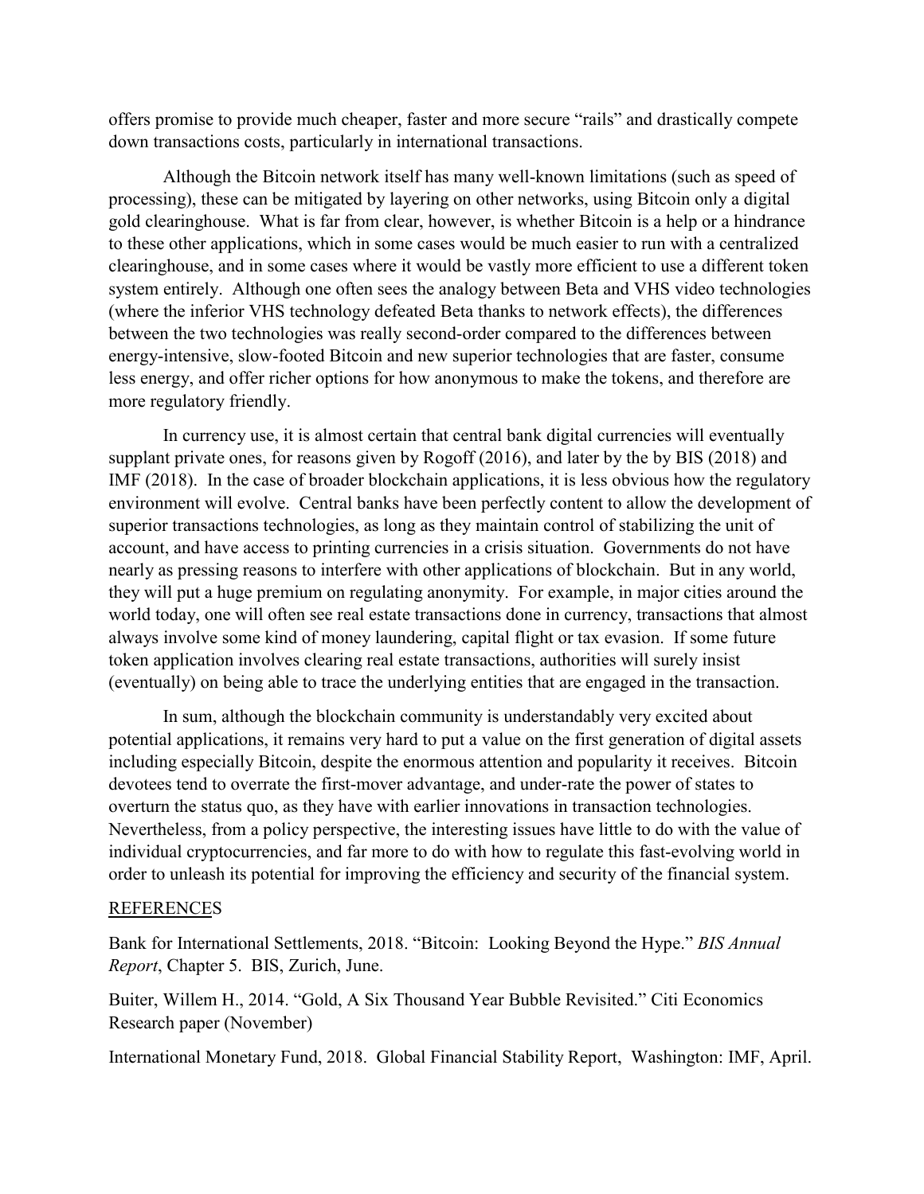offers promise to provide much cheaper, faster and more secure "rails" and drastically compete down transactions costs, particularly in international transactions.

Although the Bitcoin network itself has many well-known limitations (such as speed of processing), these can be mitigated by layering on other networks, using Bitcoin only a digital gold clearinghouse. What is far from clear, however, is whether Bitcoin is a help or a hindrance to these other applications, which in some cases would be much easier to run with a centralized clearinghouse, and in some cases where it would be vastly more efficient to use a different token system entirely. Although one often sees the analogy between Beta and VHS video technologies (where the inferior VHS technology defeated Beta thanks to network effects), the differences between the two technologies was really second-order compared to the differences between energy-intensive, slow-footed Bitcoin and new superior technologies that are faster, consume less energy, and offer richer options for how anonymous to make the tokens, and therefore are more regulatory friendly.

In currency use, it is almost certain that central bank digital currencies will eventually supplant private ones, for reasons given by Rogoff (2016), and later by the by BIS (2018) and IMF (2018). In the case of broader blockchain applications, it is less obvious how the regulatory environment will evolve. Central banks have been perfectly content to allow the development of superior transactions technologies, as long as they maintain control of stabilizing the unit of account, and have access to printing currencies in a crisis situation. Governments do not have nearly as pressing reasons to interfere with other applications of blockchain. But in any world, they will put a huge premium on regulating anonymity. For example, in major cities around the world today, one will often see real estate transactions done in currency, transactions that almost always involve some kind of money laundering, capital flight or tax evasion. If some future token application involves clearing real estate transactions, authorities will surely insist (eventually) on being able to trace the underlying entities that are engaged in the transaction.

In sum, although the blockchain community is understandably very excited about potential applications, it remains very hard to put a value on the first generation of digital assets including especially Bitcoin, despite the enormous attention and popularity it receives. Bitcoin devotees tend to overrate the first-mover advantage, and under-rate the power of states to overturn the status quo, as they have with earlier innovations in transaction technologies. Nevertheless, from a policy perspective, the interesting issues have little to do with the value of individual cryptocurrencies, and far more to do with how to regulate this fast-evolving world in order to unleash its potential for improving the efficiency and security of the financial system.

## REFERENCES

Bank for International Settlements, 2018. "Bitcoin: Looking Beyond the Hype." *BIS Annual Report*, Chapter 5. BIS, Zurich, June.

Buiter, Willem H., 2014. "Gold, A Six Thousand Year Bubble Revisited." Citi Economics Research paper (November)

International Monetary Fund, 2018. Global Financial Stability Report, Washington: IMF, April.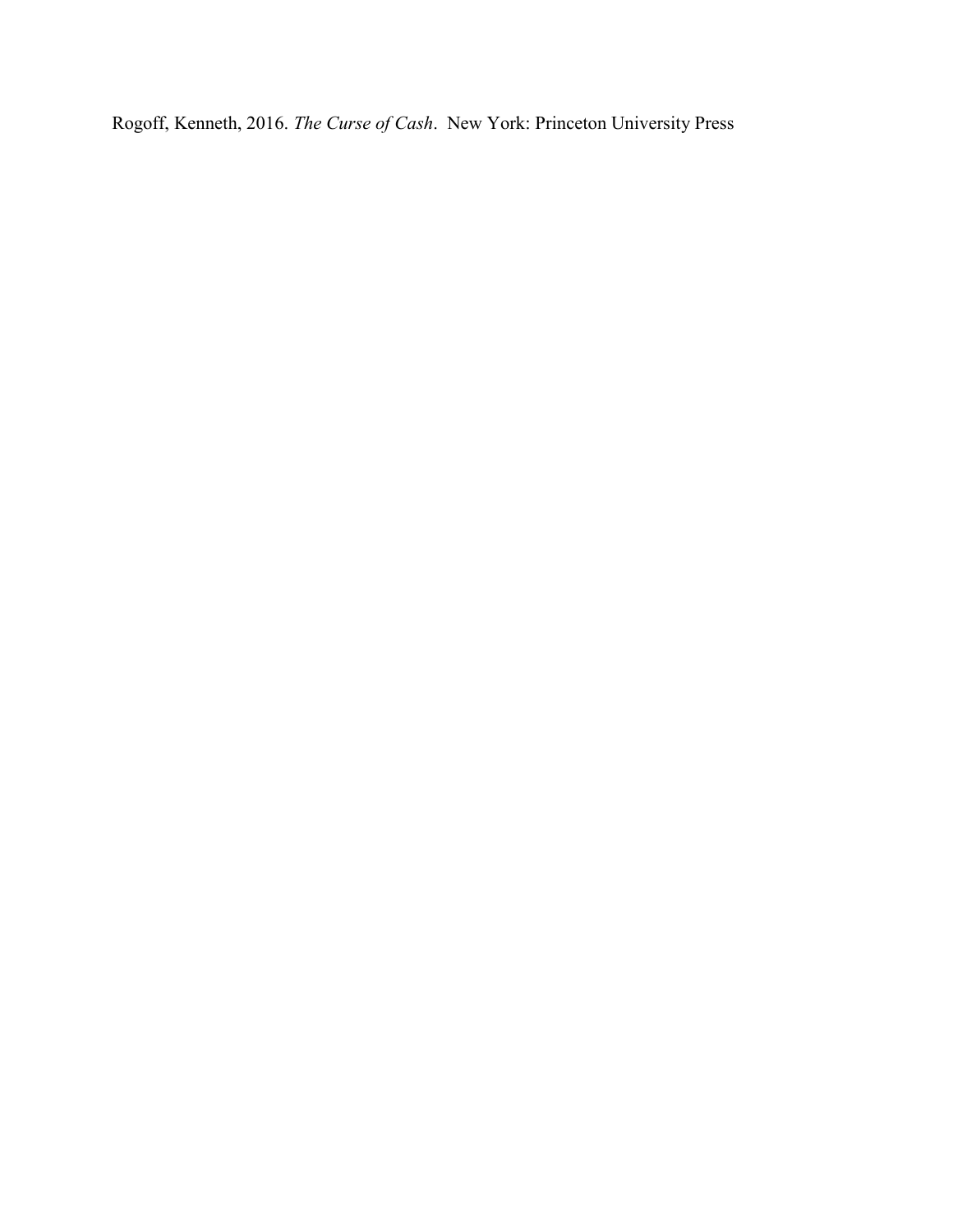Rogoff, Kenneth, 2016. *The Curse of Cash*. New York: Princeton University Press